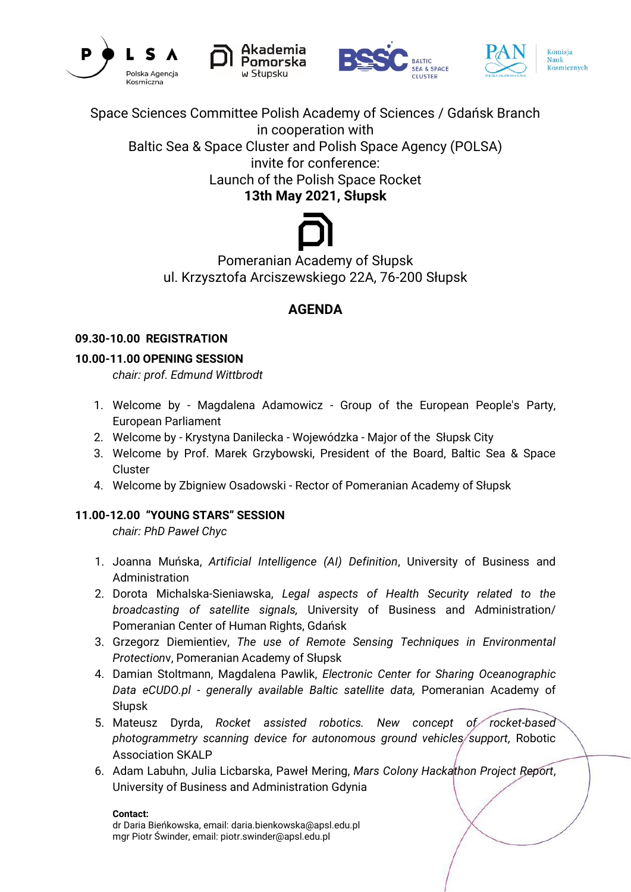Space Sciences Committee Polish Academy of Sciences / Gdańsk Branch
in cooperation with
Baltic Sea & Space Cluster and Polish Space Agency (POLSA)
invite for conference:
Launch of the Polish Space Rocket
**13th May 2021, Słupsk**

Pomeranian Academy of Słupsk
ul. Krzysztofa Arciszewskiego 22A, 76-200 Słupsk

## AGENDA

**09.30-10.00 REGISTRATION**

**10.00-11.00 OPENING SESSION**

*chair: prof. Edmund Wittbrodt*

1. Welcome by - Magdalena Adamowicz - Group of the European People's Party, European Parliament
2. Welcome by - Krystyna Danilecka - Wojewódzka - Major of the Słupsk City
3. Welcome by Prof. Marek Grzybowski, President of the Board, Baltic Sea & Space Cluster
4. Welcome by Zbigniew Osadowski - Rector of Pomeranian Academy of Słupsk

**11.00-12.00 "YOUNG STARS" SESSION**

*chair: PhD Paweł Chyc*

1. Joanna Muńska, *Artificial Intelligence (AI) Definition*, University of Business and Administration
2. Dorota Michalska-Sieniawska, *Legal aspects of Health Security related to the broadcasting of satellite signals,* University of Business and Administration/ Pomeranian Center of Human Rights, Gdańsk
3. Grzegorz Diemientiev, *The use of Remote Sensing Techniques in Environmental Protectionv*, Pomeranian Academy of Słupsk
4. Damian Stoltmann, Magdalena Pawlik, *Electronic Center for Sharing Oceanographic Data eCUDO.pl - generally available Baltic satellite data,* Pomeranian Academy of Słupsk
5. Mateusz Dyrda, *Rocket assisted robotics. New concept of rocket-based photogrammetry scanning device for autonomous ground vehicles support,* Robotic Association SKALP
6. Adam Labuhn, Julia Licbarska, Paweł Mering, *Mars Colony Hackathon Project Report*, University of Business and Administration Gdynia

**Contact:**
dr Daria Bieńkowska, email: daria.bienkowska@apsl.edu.pl
mgr Piotr Świnder, email: piotr.swinder@apsl.edu.pl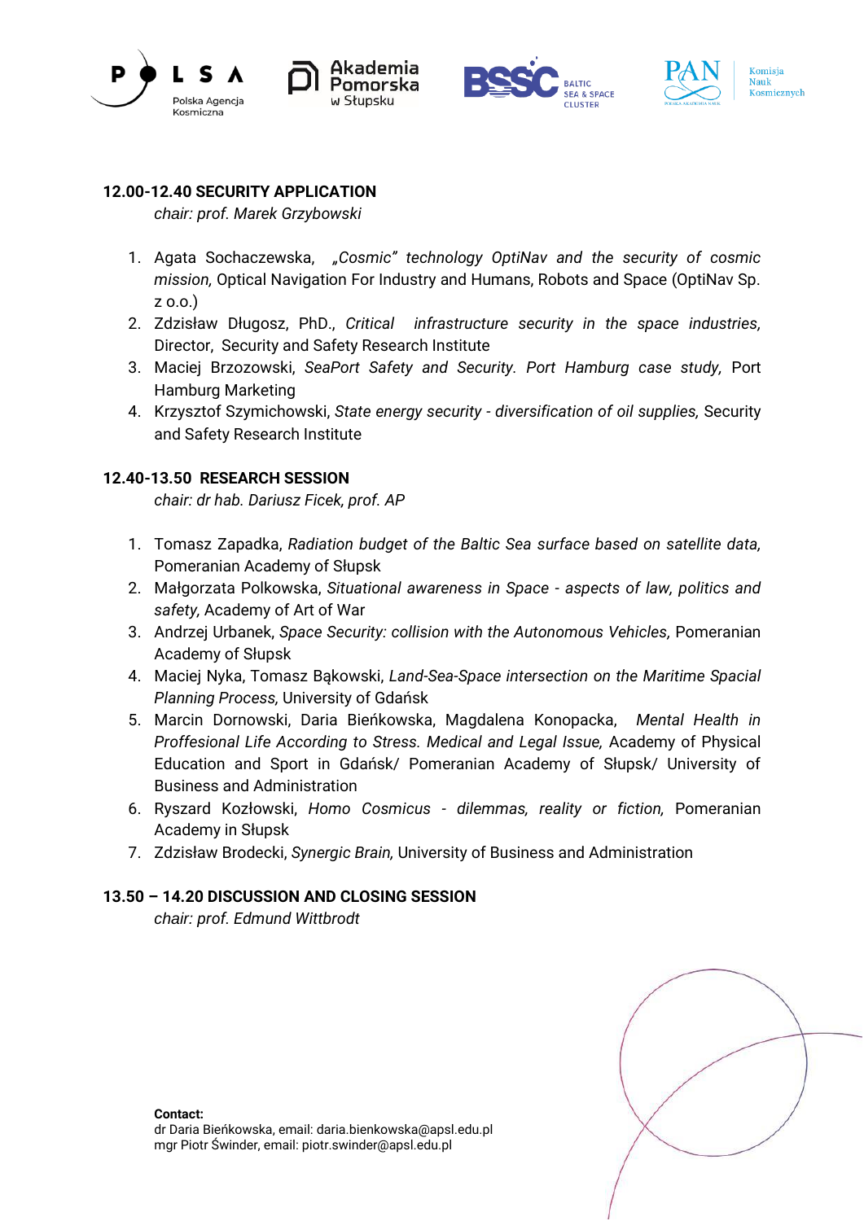## 12.00-12.40 SECURITY APPLICATION

*chair: prof. Marek Grzybowski*

1. Agata Sochaczewska, *„Cosmic" technology OptiNav and the security of cosmic mission,* Optical Navigation For Industry and Humans, Robots and Space (OptiNav Sp. z o.o.)
2. Zdzisław Długosz, PhD., *Critical infrastructure security in the space industries,* Director, Security and Safety Research Institute
3. Maciej Brzozowski, *SeaPort Safety and Security. Port Hamburg case study,* Port Hamburg Marketing
4. Krzysztof Szymichowski, *State energy security - diversification of oil supplies,* Security and Safety Research Institute

## 12.40-13.50 RESEARCH SESSION

*chair: dr hab. Dariusz Ficek, prof. AP*

1. Tomasz Zapadka, *Radiation budget of the Baltic Sea surface based on satellite data,* Pomeranian Academy of Słupsk
2. Małgorzata Polkowska, *Situational awareness in Space - aspects of law, politics and safety,* Academy of Art of War
3. Andrzej Urbanek, *Space Security: collision with the Autonomous Vehicles,* Pomeranian Academy of Słupsk
4. Maciej Nyka, Tomasz Bąkowski, *Land-Sea-Space intersection on the Maritime Spacial Planning Process,* University of Gdańsk
5. Marcin Dornowski, Daria Bieńkowska, Magdalena Konopacka, *Mental Health in Proffesional Life According to Stress. Medical and Legal Issue,* Academy of Physical Education and Sport in Gdańsk/ Pomeranian Academy of Słupsk/ University of Business and Administration
6. Ryszard Kozłowski, *Homo Cosmicus - dilemmas, reality or fiction,* Pomeranian Academy in Słupsk
7. Zdzisław Brodecki, *Synergic Brain,* University of Business and Administration

## 13.50 – 14.20 DISCUSSION AND CLOSING SESSION

*chair: prof. Edmund Wittbrodt*

**Contact:**
dr Daria Bieńkowska, email: daria.bienkowska@apsl.edu.pl
mgr Piotr Świnder, email: piotr.swinder@apsl.edu.pl